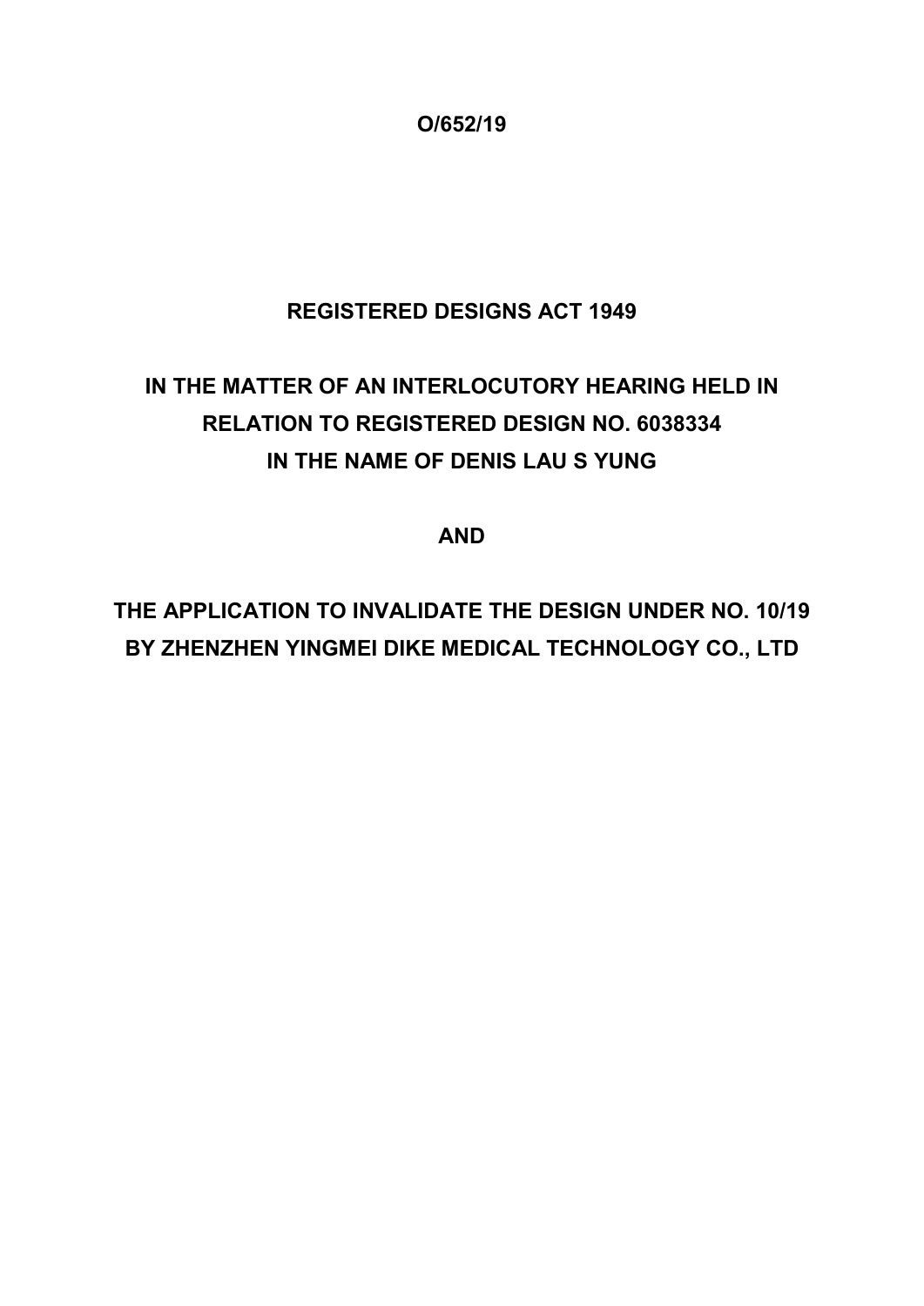**O/652/19**

**REGISTERED DESIGNS ACT 1949**

**IN THE MATTER OF AN INTERLOCUTORY HEARING HELD IN RELATION TO REGISTERED DESIGN NO. 6038334 IN THE NAME OF DENIS LAU S YUNG**

**AND**

**THE APPLICATION TO INVALIDATE THE DESIGN UNDER NO. 10/19 BY ZHENZHEN YINGMEI DIKE MEDICAL TECHNOLOGY CO., LTD**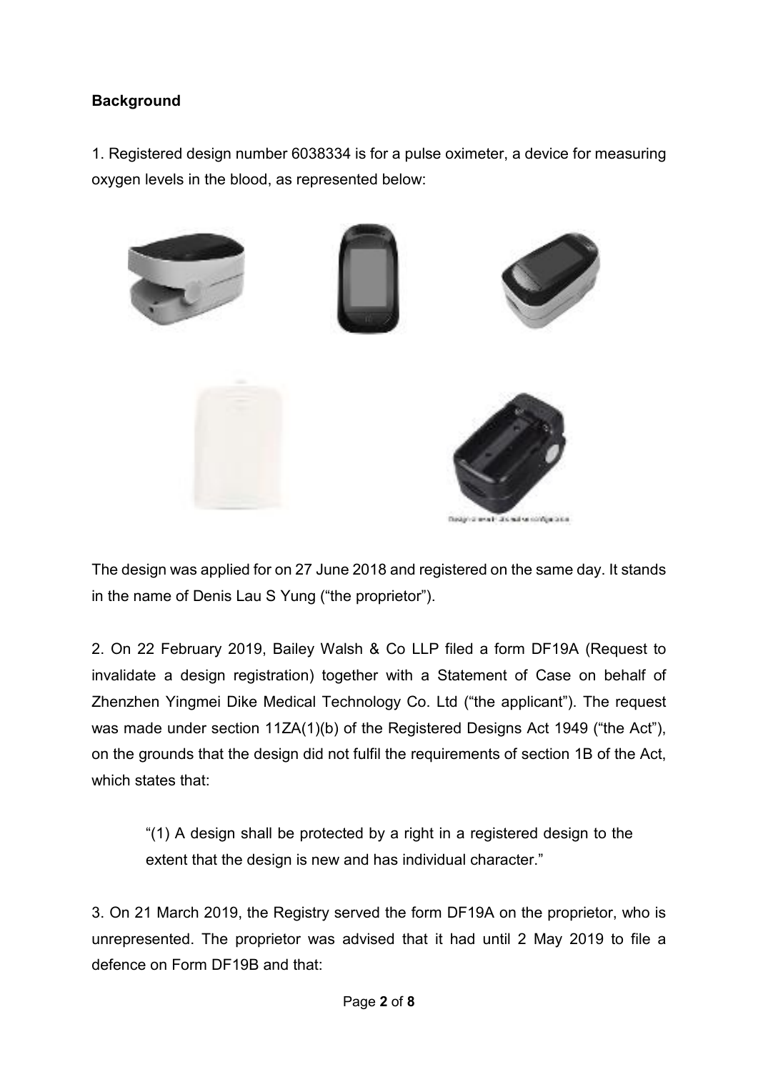**Background**

1. Registered design number 6038334 is for a pulse oximeter, a device for measuring oxygen levels in the blood, as represented below:

The design was applied for on 27 June 2018 and registered on the same day. It stands in the name of Denis Lau S Yung ("the proprietor").

2. On 22 February 2019, Bailey Walsh & Co LLP filed a form DF19A (Request to invalidate a design registration) together with a Statement of Case on behalf of Zhenzhen Yingmei Dike Medical Technology Co. Ltd ("the applicant"). The request was made under section 11ZA(1)(b) of the Registered Designs Act 1949 ("the Act"), on the grounds that the design did not fulfil the requirements of section 1B of the Act, which states that:

> "(1) A design shall be protected by a right in a registered design to the extent that the design is new and has individual character."

3. On 21 March 2019, the Registry served the form DF19A on the proprietor, who is unrepresented. The proprietor was advised that it had until 2 May 2019 to file a defence on Form DF19B and that: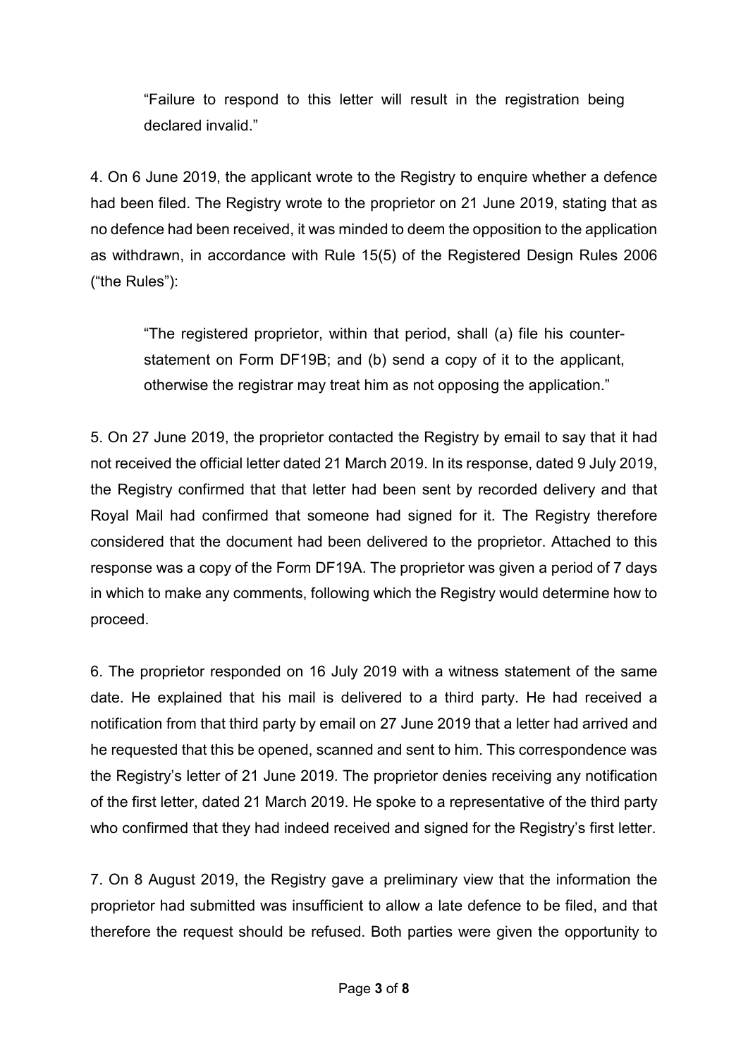> "Failure to respond to this letter will result in the registration being declared invalid."

4. On 6 June 2019, the applicant wrote to the Registry to enquire whether a defence had been filed. The Registry wrote to the proprietor on 21 June 2019, stating that as no defence had been received, it was minded to deem the opposition to the application as withdrawn, in accordance with Rule 15(5) of the Registered Design Rules 2006 ("the Rules"):

> "The registered proprietor, within that period, shall (a) file his counter-statement on Form DF19B; and (b) send a copy of it to the applicant, otherwise the registrar may treat him as not opposing the application."

5. On 27 June 2019, the proprietor contacted the Registry by email to say that it had not received the official letter dated 21 March 2019. In its response, dated 9 July 2019, the Registry confirmed that that letter had been sent by recorded delivery and that Royal Mail had confirmed that someone had signed for it. The Registry therefore considered that the document had been delivered to the proprietor. Attached to this response was a copy of the Form DF19A. The proprietor was given a period of 7 days in which to make any comments, following which the Registry would determine how to proceed.

6. The proprietor responded on 16 July 2019 with a witness statement of the same date. He explained that his mail is delivered to a third party. He had received a notification from that third party by email on 27 June 2019 that a letter had arrived and he requested that this be opened, scanned and sent to him. This correspondence was the Registry's letter of 21 June 2019. The proprietor denies receiving any notification of the first letter, dated 21 March 2019. He spoke to a representative of the third party who confirmed that they had indeed received and signed for the Registry's first letter.

7. On 8 August 2019, the Registry gave a preliminary view that the information the proprietor had submitted was insufficient to allow a late defence to be filed, and that therefore the request should be refused. Both parties were given the opportunity to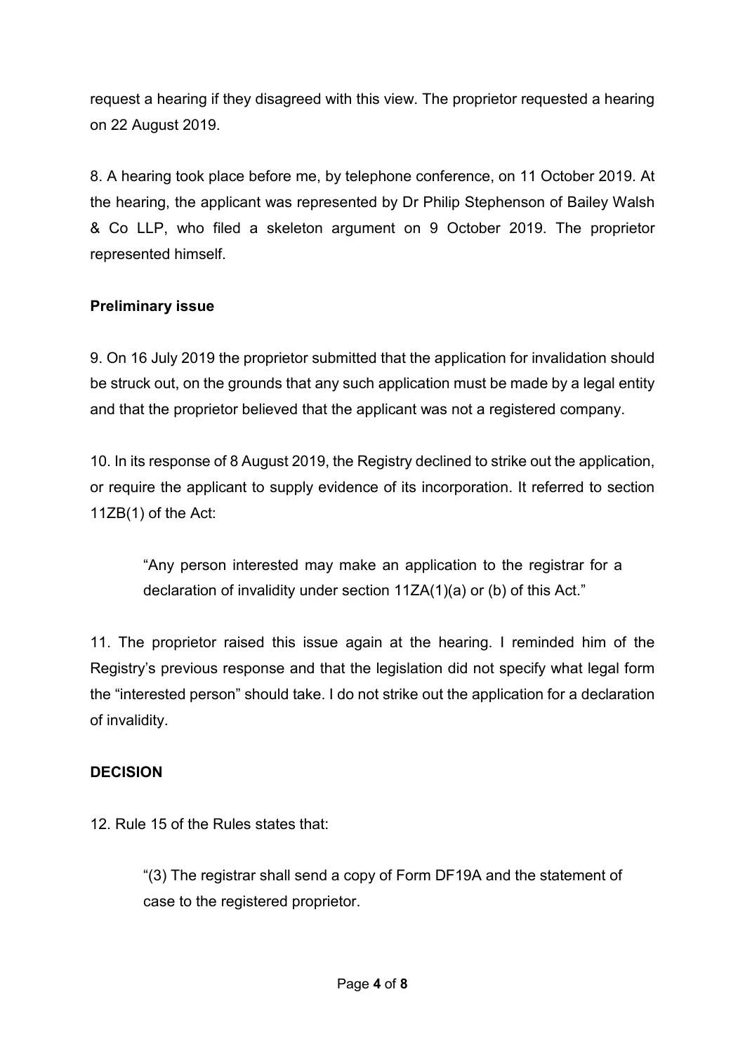request a hearing if they disagreed with this view. The proprietor requested a hearing on 22 August 2019.

8. A hearing took place before me, by telephone conference, on 11 October 2019. At the hearing, the applicant was represented by Dr Philip Stephenson of Bailey Walsh & Co LLP, who filed a skeleton argument on 9 October 2019. The proprietor represented himself.

**Preliminary issue**

9. On 16 July 2019 the proprietor submitted that the application for invalidation should be struck out, on the grounds that any such application must be made by a legal entity and that the proprietor believed that the applicant was not a registered company.

10. In its response of 8 August 2019, the Registry declined to strike out the application, or require the applicant to supply evidence of its incorporation. It referred to section 11ZB(1) of the Act:

> "Any person interested may make an application to the registrar for a declaration of invalidity under section 11ZA(1)(a) or (b) of this Act."

11. The proprietor raised this issue again at the hearing. I reminded him of the Registry's previous response and that the legislation did not specify what legal form the "interested person" should take. I do not strike out the application for a declaration of invalidity.

**DECISION**

12. Rule 15 of the Rules states that:

> "(3) The registrar shall send a copy of Form DF19A and the statement of case to the registered proprietor.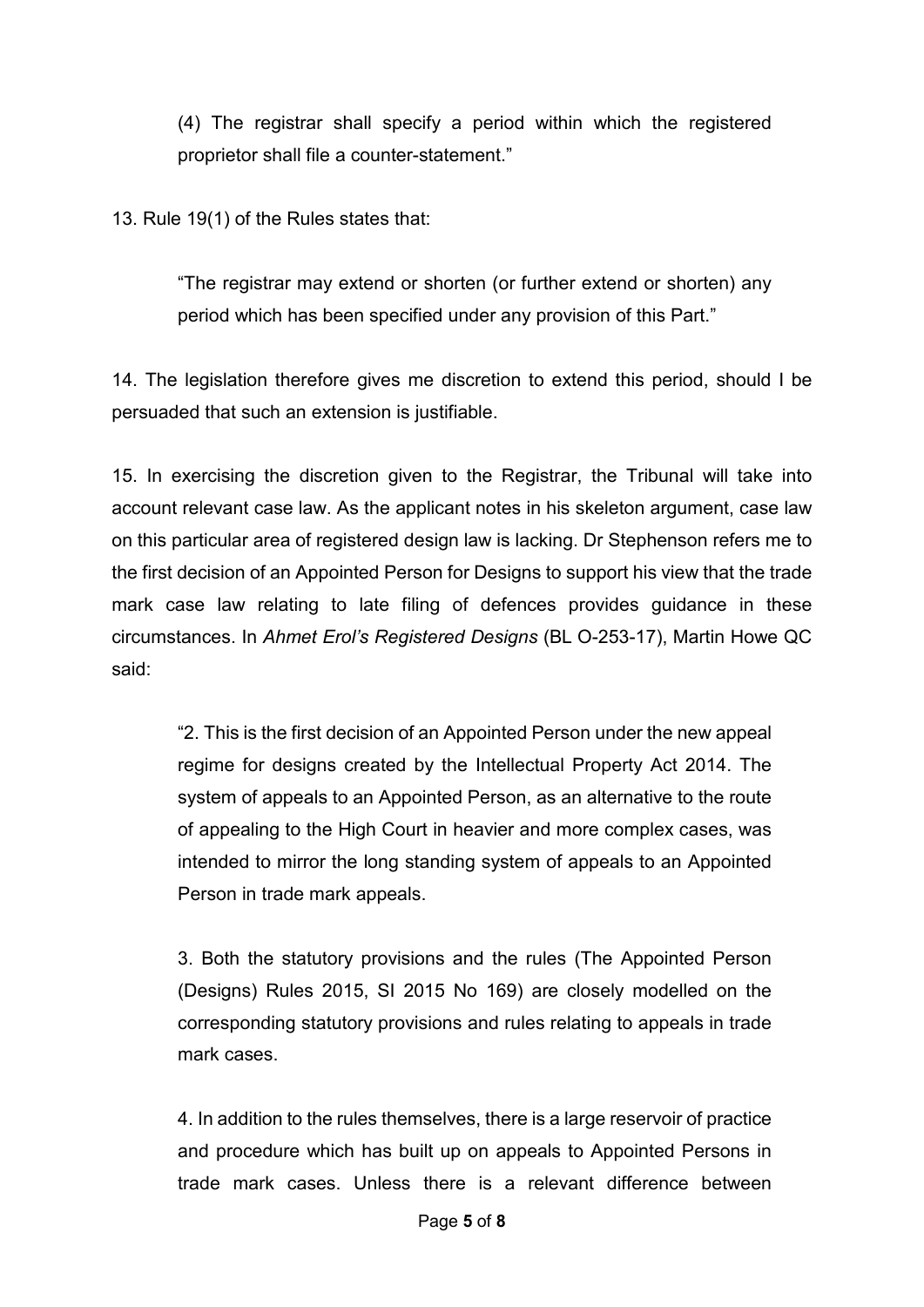> (4) The registrar shall specify a period within which the registered proprietor shall file a counter-statement."

13. Rule 19(1) of the Rules states that:

> "The registrar may extend or shorten (or further extend or shorten) any period which has been specified under any provision of this Part."

14. The legislation therefore gives me discretion to extend this period, should I be persuaded that such an extension is justifiable.

15. In exercising the discretion given to the Registrar, the Tribunal will take into account relevant case law. As the applicant notes in his skeleton argument, case law on this particular area of registered design law is lacking. Dr Stephenson refers me to the first decision of an Appointed Person for Designs to support his view that the trade mark case law relating to late filing of defences provides guidance in these circumstances. In *Ahmet Erol's Registered Designs* (BL O-253-17), Martin Howe QC said:

> "2. This is the first decision of an Appointed Person under the new appeal regime for designs created by the Intellectual Property Act 2014. The system of appeals to an Appointed Person, as an alternative to the route of appealing to the High Court in heavier and more complex cases, was intended to mirror the long standing system of appeals to an Appointed Person in trade mark appeals.
>
> 3. Both the statutory provisions and the rules (The Appointed Person (Designs) Rules 2015, SI 2015 No 169) are closely modelled on the corresponding statutory provisions and rules relating to appeals in trade mark cases.
>
> 4. In addition to the rules themselves, there is a large reservoir of practice and procedure which has built up on appeals to Appointed Persons in trade mark cases. Unless there is a relevant difference between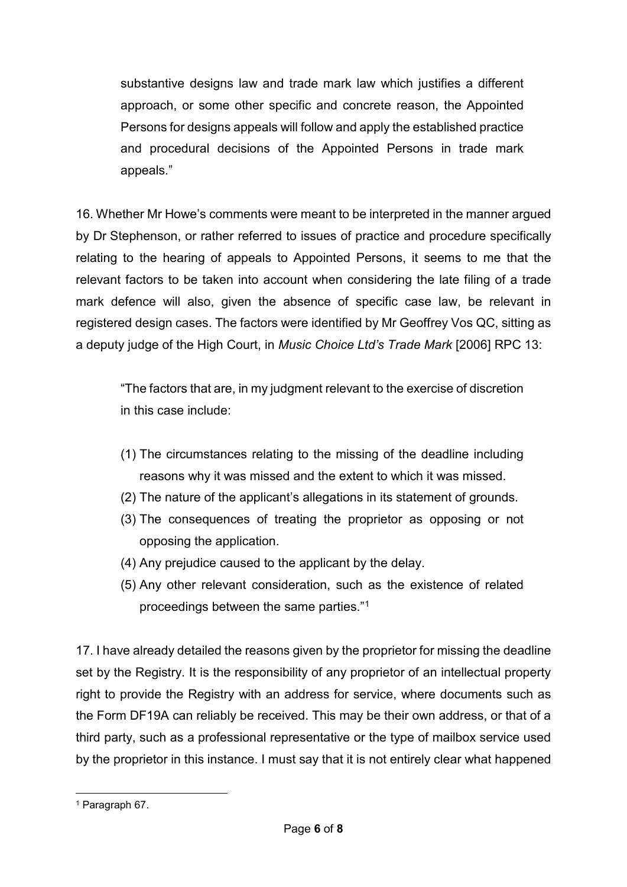substantive designs law and trade mark law which justifies a different approach, or some other specific and concrete reason, the Appointed Persons for designs appeals will follow and apply the established practice and procedural decisions of the Appointed Persons in trade mark appeals."

16. Whether Mr Howe's comments were meant to be interpreted in the manner argued by Dr Stephenson, or rather referred to issues of practice and procedure specifically relating to the hearing of appeals to Appointed Persons, it seems to me that the relevant factors to be taken into account when considering the late filing of a trade mark defence will also, given the absence of specific case law, be relevant in registered design cases. The factors were identified by Mr Geoffrey Vos QC, sitting as a deputy judge of the High Court, in *Music Choice Ltd's Trade Mark* [2006] RPC 13:

> "The factors that are, in my judgment relevant to the exercise of discretion in this case include:
>
> (1) The circumstances relating to the missing of the deadline including reasons why it was missed and the extent to which it was missed.
> (2) The nature of the applicant's allegations in its statement of grounds.
> (3) The consequences of treating the proprietor as opposing or not opposing the application.
> (4) Any prejudice caused to the applicant by the delay.
> (5) Any other relevant consideration, such as the existence of related proceedings between the same parties."[1]

17. I have already detailed the reasons given by the proprietor for missing the deadline set by the Registry. It is the responsibility of any proprietor of an intellectual property right to provide the Registry with an address for service, where documents such as the Form DF19A can reliably be received. This may be their own address, or that of a third party, such as a professional representative or the type of mailbox service used by the proprietor in this instance. I must say that it is not entirely clear what happened

[1] Paragraph 67.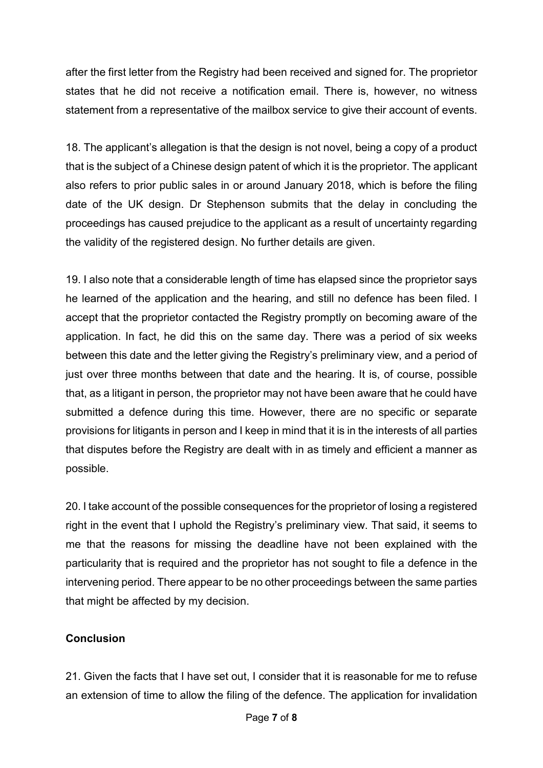after the first letter from the Registry had been received and signed for. The proprietor states that he did not receive a notification email. There is, however, no witness statement from a representative of the mailbox service to give their account of events.

18. The applicant's allegation is that the design is not novel, being a copy of a product that is the subject of a Chinese design patent of which it is the proprietor. The applicant also refers to prior public sales in or around January 2018, which is before the filing date of the UK design. Dr Stephenson submits that the delay in concluding the proceedings has caused prejudice to the applicant as a result of uncertainty regarding the validity of the registered design. No further details are given.

19. I also note that a considerable length of time has elapsed since the proprietor says he learned of the application and the hearing, and still no defence has been filed. I accept that the proprietor contacted the Registry promptly on becoming aware of the application. In fact, he did this on the same day. There was a period of six weeks between this date and the letter giving the Registry's preliminary view, and a period of just over three months between that date and the hearing. It is, of course, possible that, as a litigant in person, the proprietor may not have been aware that he could have submitted a defence during this time. However, there are no specific or separate provisions for litigants in person and I keep in mind that it is in the interests of all parties that disputes before the Registry are dealt with in as timely and efficient a manner as possible.

20. I take account of the possible consequences for the proprietor of losing a registered right in the event that I uphold the Registry's preliminary view. That said, it seems to me that the reasons for missing the deadline have not been explained with the particularity that is required and the proprietor has not sought to file a defence in the intervening period. There appear to be no other proceedings between the same parties that might be affected by my decision.

**Conclusion**

21. Given the facts that I have set out, I consider that it is reasonable for me to refuse an extension of time to allow the filing of the defence. The application for invalidation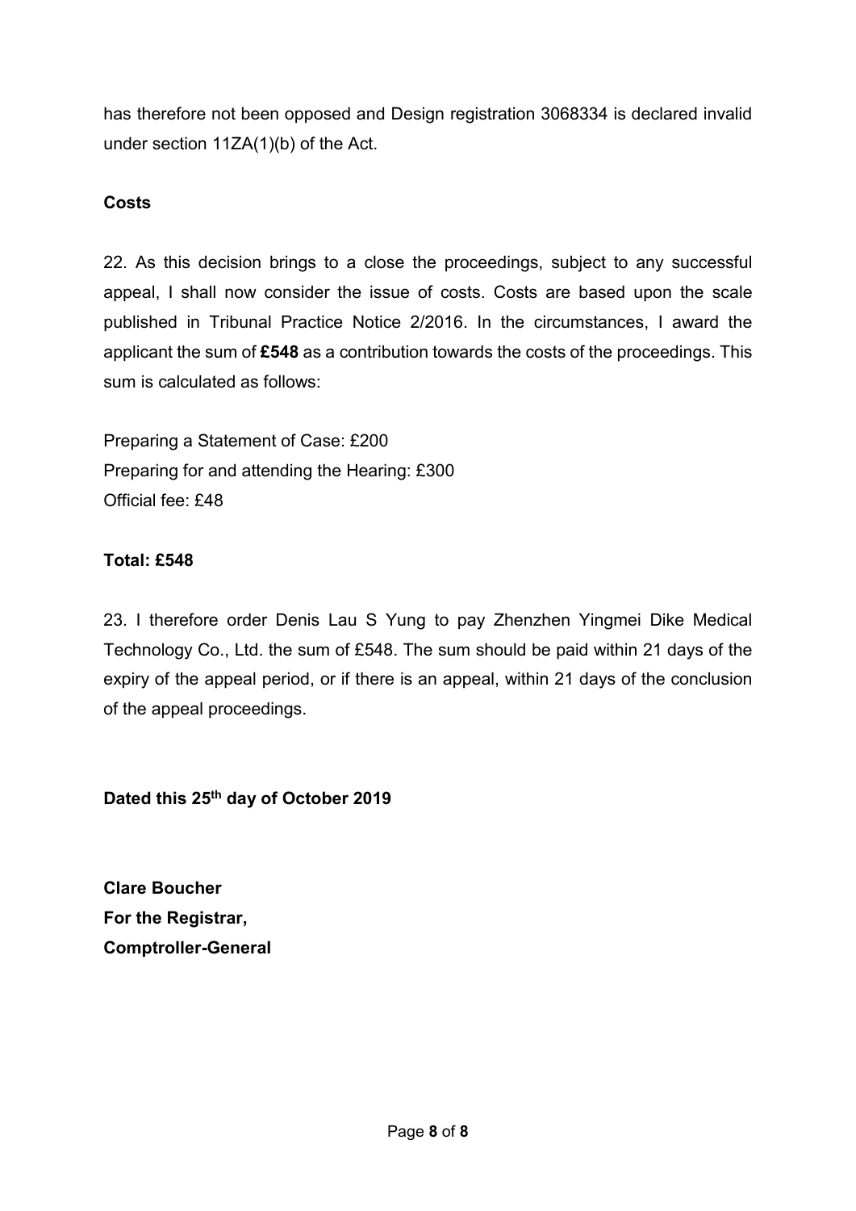has therefore not been opposed and Design registration 3068334 is declared invalid under section 11ZA(1)(b) of the Act.

**Costs**

22. As this decision brings to a close the proceedings, subject to any successful appeal, I shall now consider the issue of costs. Costs are based upon the scale published in Tribunal Practice Notice 2/2016. In the circumstances, I award the applicant the sum of **£548** as a contribution towards the costs of the proceedings. This sum is calculated as follows:

Preparing a Statement of Case: £200
Preparing for and attending the Hearing: £300
Official fee: £48

**Total: £548**

23. I therefore order Denis Lau S Yung to pay Zhenzhen Yingmei Dike Medical Technology Co., Ltd. the sum of £548. The sum should be paid within 21 days of the expiry of the appeal period, or if there is an appeal, within 21 days of the conclusion of the appeal proceedings.

**Dated this 25th day of October 2019**

**Clare Boucher**
**For the Registrar,**
**Comptroller-General**